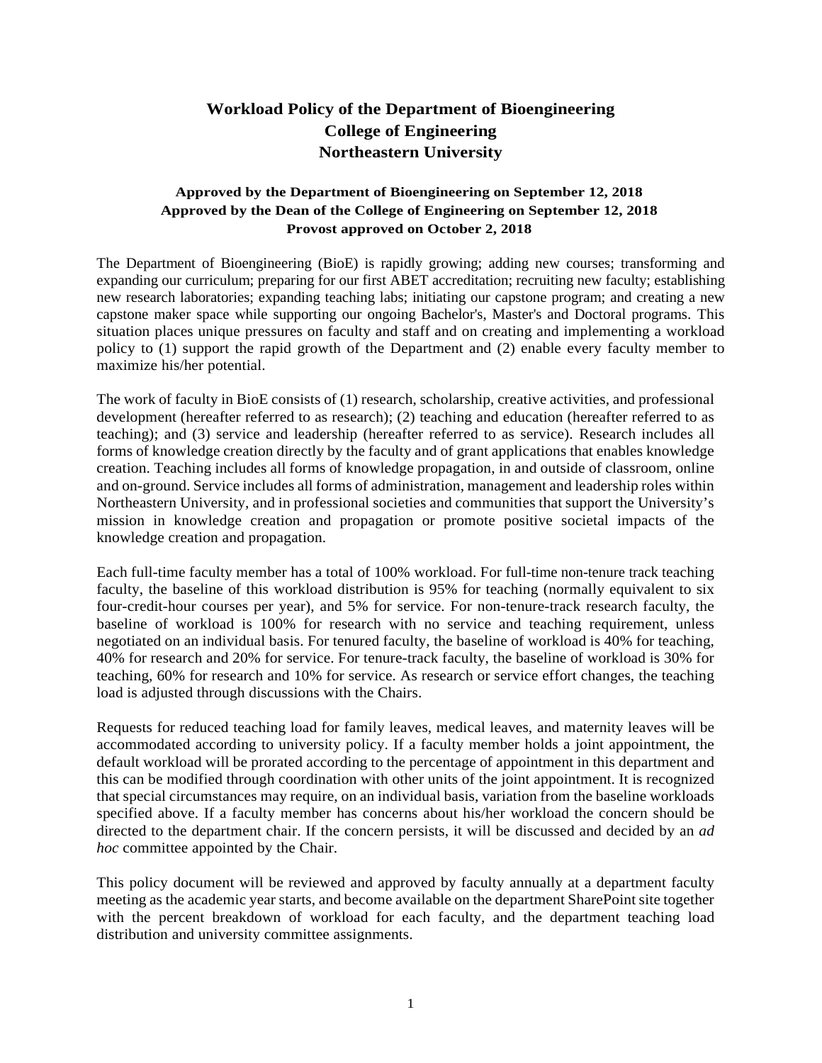# Workload Policy of the Department of Bioengineering
# College of Engineering
# Northeastern University

**Approved by the Department of Bioengineering on September 12, 2018**
**Approved by the Dean of the College of Engineering on September 12, 2018**
**Provost approved on October 2, 2018**

The Department of Bioengineering (BioE) is rapidly growing; adding new courses; transforming and expanding our curriculum; preparing for our first ABET accreditation; recruiting new faculty; establishing new research laboratories; expanding teaching labs; initiating our capstone program; and creating a new capstone maker space while supporting our ongoing Bachelor's, Master's and Doctoral programs. This situation places unique pressures on faculty and staff and on creating and implementing a workload policy to (1) support the rapid growth of the Department and (2) enable every faculty member to maximize his/her potential.

The work of faculty in BioE consists of (1) research, scholarship, creative activities, and professional development (hereafter referred to as research); (2) teaching and education (hereafter referred to as teaching); and (3) service and leadership (hereafter referred to as service). Research includes all forms of knowledge creation directly by the faculty and of grant applications that enables knowledge creation. Teaching includes all forms of knowledge propagation, in and outside of classroom, online and on-ground. Service includes all forms of administration, management and leadership roles within Northeastern University, and in professional societies and communities that support the University's mission in knowledge creation and propagation or promote positive societal impacts of the knowledge creation and propagation.

Each full-time faculty member has a total of 100% workload. For full-time non-tenure track teaching faculty, the baseline of this workload distribution is 95% for teaching (normally equivalent to six four-credit-hour courses per year), and 5% for service. For non-tenure-track research faculty, the baseline of workload is 100% for research with no service and teaching requirement, unless negotiated on an individual basis. For tenured faculty, the baseline of workload is 40% for teaching, 40% for research and 20% for service. For tenure-track faculty, the baseline of workload is 30% for teaching, 60% for research and 10% for service. As research or service effort changes, the teaching load is adjusted through discussions with the Chairs.

Requests for reduced teaching load for family leaves, medical leaves, and maternity leaves will be accommodated according to university policy. If a faculty member holds a joint appointment, the default workload will be prorated according to the percentage of appointment in this department and this can be modified through coordination with other units of the joint appointment. It is recognized that special circumstances may require, on an individual basis, variation from the baseline workloads specified above. If a faculty member has concerns about his/her workload the concern should be directed to the department chair. If the concern persists, it will be discussed and decided by an *ad hoc* committee appointed by the Chair.

This policy document will be reviewed and approved by faculty annually at a department faculty meeting as the academic year starts, and become available on the department SharePoint site together with the percent breakdown of workload for each faculty, and the department teaching load distribution and university committee assignments.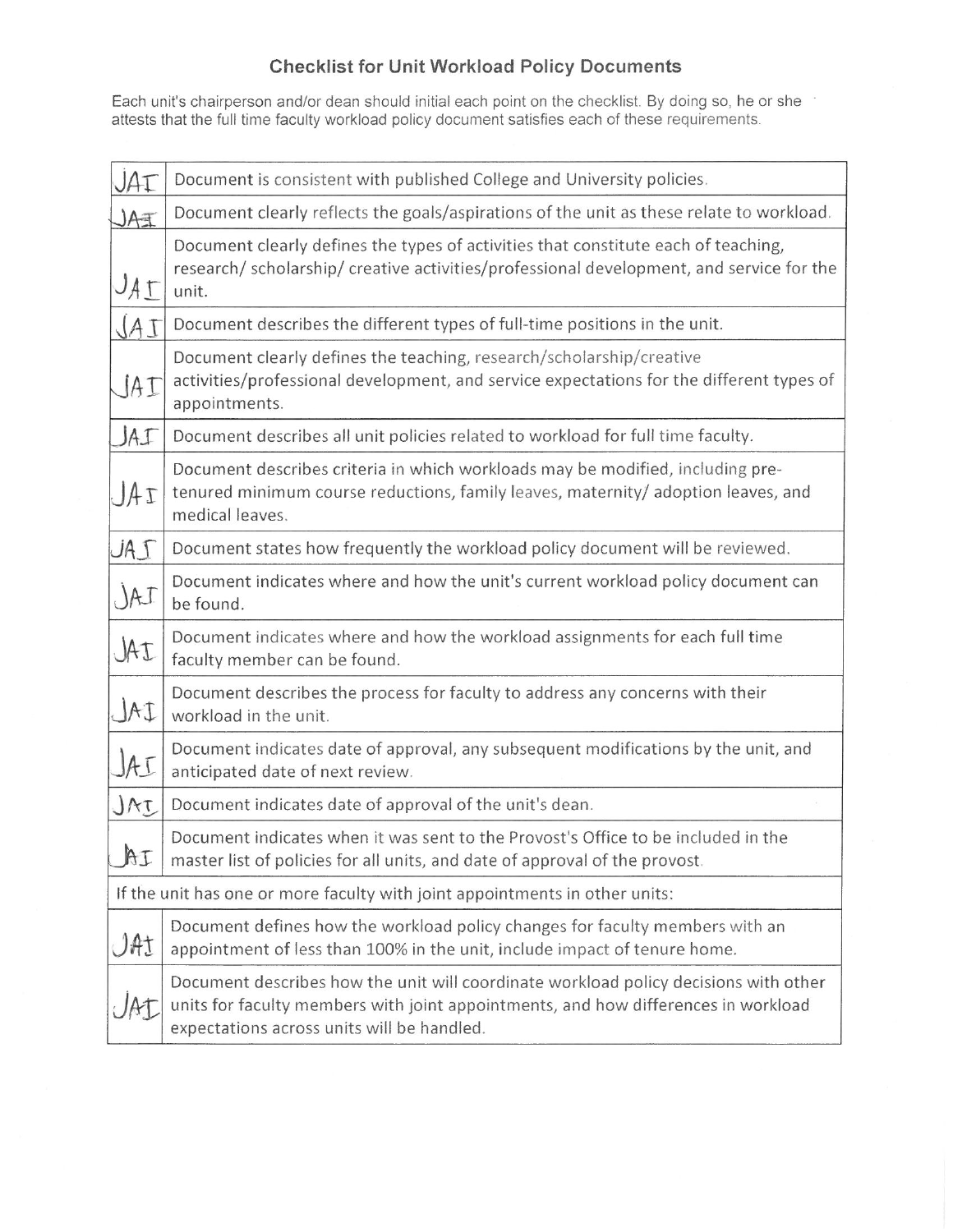# Checklist for Unit Workload Policy Documents

Each unit's chairperson and/or dean should initial each point on the checklist. By doing so, he or she attests that the full time faculty workload policy document satisfies each of these requirements.

| | |
|---|---|
| JAI | Document is consistent with published College and University policies. |
| JAI | Document clearly reflects the goals/aspirations of the unit as these relate to workload. |
| JAI | Document clearly defines the types of activities that constitute each of teaching, research/ scholarship/ creative activities/professional development, and service for the unit. |
| JAI | Document describes the different types of full-time positions in the unit. |
| JAI | Document clearly defines the teaching, research/scholarship/creative activities/professional development, and service expectations for the different types of appointments. |
| JAI | Document describes all unit policies related to workload for full time faculty. |
| JAI | Document describes criteria in which workloads may be modified, including pre-tenured minimum course reductions, family leaves, maternity/ adoption leaves, and medical leaves. |
| JAI | Document states how frequently the workload policy document will be reviewed. |
| JAI | Document indicates where and how the unit's current workload policy document can be found. |
| JAI | Document indicates where and how the workload assignments for each full time faculty member can be found. |
| JAI | Document describes the process for faculty to address any concerns with their workload in the unit. |
| JAI | Document indicates date of approval, any subsequent modifications by the unit, and anticipated date of next review. |
| JAI | Document indicates date of approval of the unit's dean. |
| JAI | Document indicates when it was sent to the Provost's Office to be included in the master list of policies for all units, and date of approval of the provost. |
| If the unit has one or more faculty with joint appointments in other units: | |
| JAI | Document defines how the workload policy changes for faculty members with an appointment of less than 100% in the unit, include impact of tenure home. |
| JAI | Document describes how the unit will coordinate workload policy decisions with other units for faculty members with joint appointments, and how differences in workload expectations across units will be handled. |